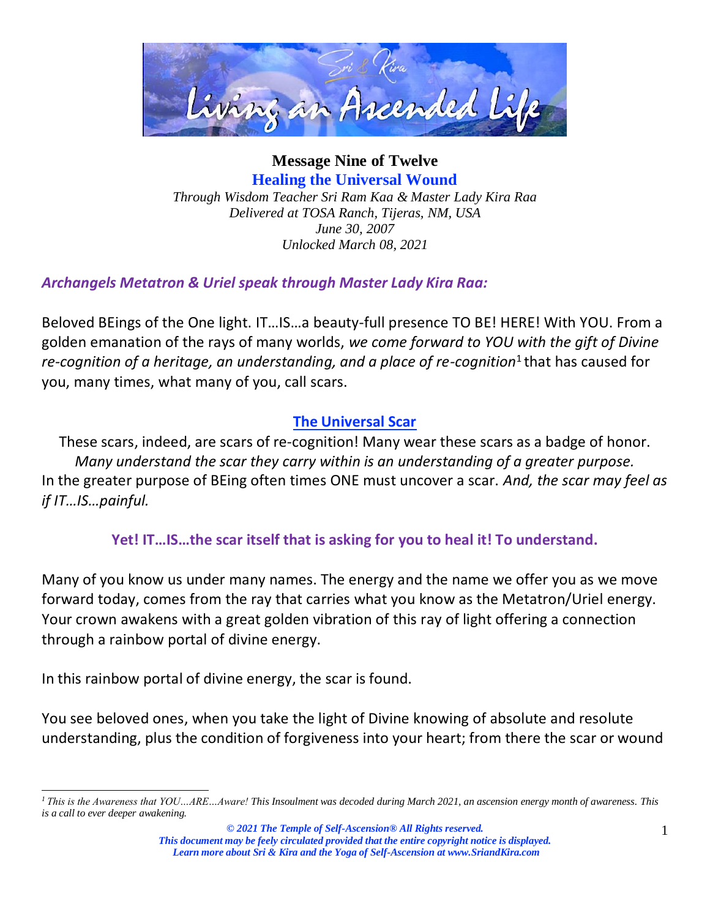**Message Nine of Twelve**

## Healing the Universal Wound

*Through Wisdom Teacher Sri Ram Kaa & Master Lady Kira Raa*
*Delivered at TOSA Ranch, Tijeras, NM, USA*
*June 30, 2007*
*Unlocked March 08, 2021*

***Archangels Metatron & Uriel speak through Master Lady Kira Raa:***

Beloved BEings of the One light. IT…IS…a beauty-full presence TO BE! HERE! With YOU. From a golden emanation of the rays of many worlds, *we come forward to YOU with the gift of Divine re-cognition of a heritage, an understanding, and a place of re-cognition*[1] that has caused for you, many times, what many of you, call scars.

### The Universal Scar

These scars, indeed, are scars of re-cognition! Many wear these scars as a badge of honor. *Many understand the scar they carry within is an understanding of a greater purpose.* In the greater purpose of BEing often times ONE must uncover a scar. *And, the scar may feel as if IT…IS…painful.*

**Yet! IT…IS…the scar itself that is asking for you to heal it! To understand.**

Many of you know us under many names. The energy and the name we offer you as we move forward today, comes from the ray that carries what you know as the Metatron/Uriel energy. Your crown awakens with a great golden vibration of this ray of light offering a connection through a rainbow portal of divine energy.

In this rainbow portal of divine energy, the scar is found.

You see beloved ones, when you take the light of Divine knowing of absolute and resolute understanding, plus the condition of forgiveness into your heart; from there the scar or wound

---

[1] *This is the Awareness that YOU…ARE…Aware! This Insoulment was decoded during March 2021, an ascension energy month of awareness. This is a call to ever deeper awakening.*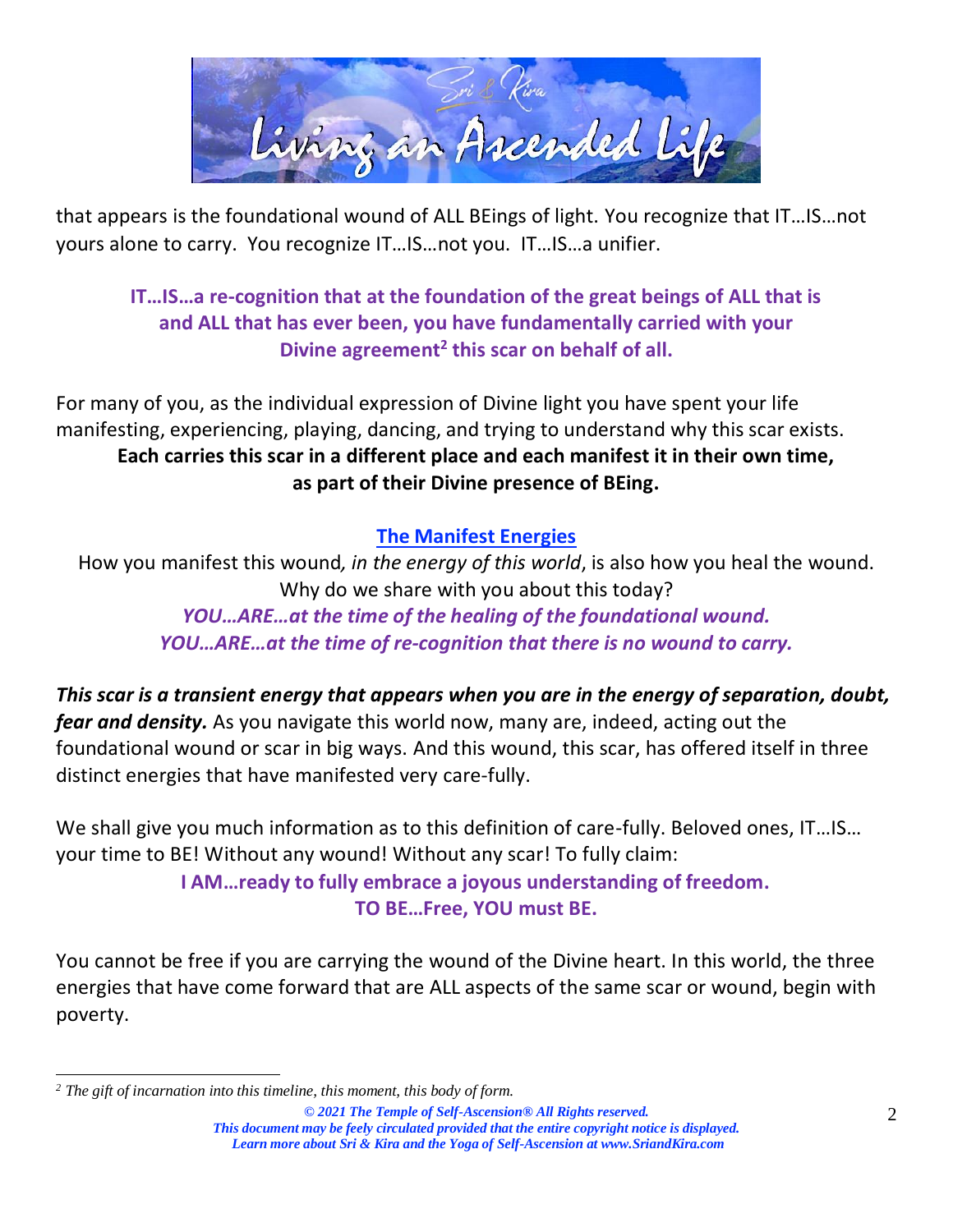that appears is the foundational wound of ALL BEings of light. You recognize that IT…IS…not yours alone to carry. You recognize IT…IS…not you. IT…IS…a unifier.

**IT…IS…a re-cognition that at the foundation of the great beings of ALL that is and ALL that has ever been, you have fundamentally carried with your Divine agreement[2] this scar on behalf of all.**

For many of you, as the individual expression of Divine light you have spent your life manifesting, experiencing, playing, dancing, and trying to understand why this scar exists. **Each carries this scar in a different place and each manifest it in their own time, as part of their Divine presence of BEing.**

**The Manifest Energies**

How you manifest this wound*, in the energy of this world*, is also how you heal the wound. Why do we share with you about this today?

***YOU…ARE…at the time of the healing of the foundational wound.***
***YOU…ARE…at the time of re-cognition that there is no wound to carry.***

***This scar is a transient energy that appears when you are in the energy of separation, doubt, fear and density.*** As you navigate this world now, many are, indeed, acting out the foundational wound or scar in big ways. And this wound, this scar, has offered itself in three distinct energies that have manifested very care-fully.

We shall give you much information as to this definition of care-fully. Beloved ones, IT…IS… your time to BE! Without any wound! Without any scar! To fully claim:

**I AM…ready to fully embrace a joyous understanding of freedom.**
**TO BE…Free, YOU must BE.**

You cannot be free if you are carrying the wound of the Divine heart. In this world, the three energies that have come forward that are ALL aspects of the same scar or wound, begin with poverty.

---

[2] *The gift of incarnation into this timeline, this moment, this body of form.*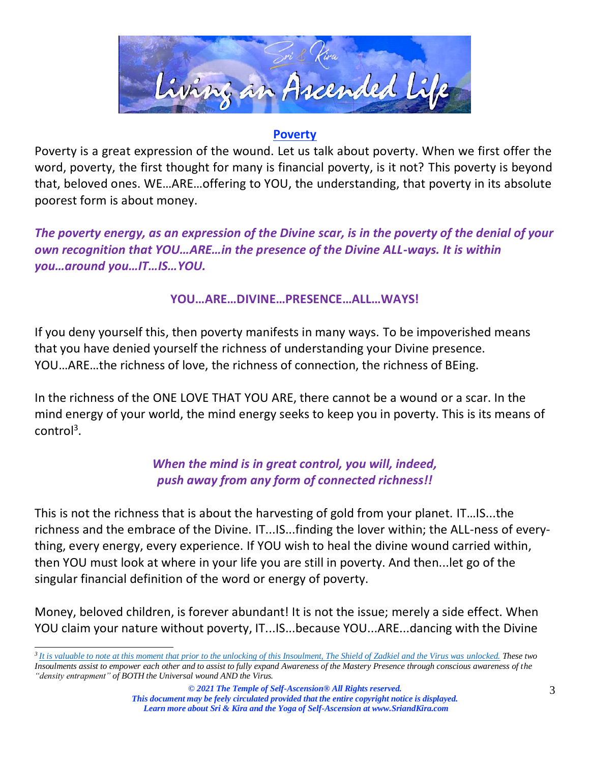## Poverty

Poverty is a great expression of the wound. Let us talk about poverty. When we first offer the word, poverty, the first thought for many is financial poverty, is it not? This poverty is beyond that, beloved ones. WE…ARE…offering to YOU, the understanding, that poverty in its absolute poorest form is about money.

***The poverty energy, as an expression of the Divine scar, is in the poverty of the denial of your own recognition that YOU…ARE…in the presence of the Divine ALL-ways. It is within you…around you…IT…IS…YOU.***

**YOU…ARE…DIVINE…PRESENCE…ALL…WAYS!**

If you deny yourself this, then poverty manifests in many ways. To be impoverished means that you have denied yourself the richness of understanding your Divine presence. YOU…ARE…the richness of love, the richness of connection, the richness of BEing.

In the richness of the ONE LOVE THAT YOU ARE, there cannot be a wound or a scar. In the mind energy of your world, the mind energy seeks to keep you in poverty. This is its means of control[3].

***When the mind is in great control, you will, indeed, push away from any form of connected richness!!***

This is not the richness that is about the harvesting of gold from your planet. IT…IS...the richness and the embrace of the Divine. IT...IS...finding the lover within; the ALL-ness of every-thing, every energy, every experience. If YOU wish to heal the divine wound carried within, then YOU must look at where in your life you are still in poverty. And then...let go of the singular financial definition of the word or energy of poverty.

Money, beloved children, is forever abundant! It is not the issue; merely a side effect. When YOU claim your nature without poverty, IT...IS...because YOU...ARE...dancing with the Divine

---

[3] *It is valuable to note at this moment that prior to the unlocking of this Insoulment, The Shield of Zadkiel and the Virus was unlocked. These two Insoulments assist to empower each other and to assist to fully expand Awareness of the Mastery Presence through conscious awareness of the "density entrapment" of BOTH the Universal wound AND the Virus.*

***© 2021 The Temple of Self-Ascension® All Rights reserved.***
***This document may be feely circulated provided that the entire copyright notice is displayed.***
***Learn more about Sri & Kira and the Yoga of Self-Ascension at www.SriandKira.com***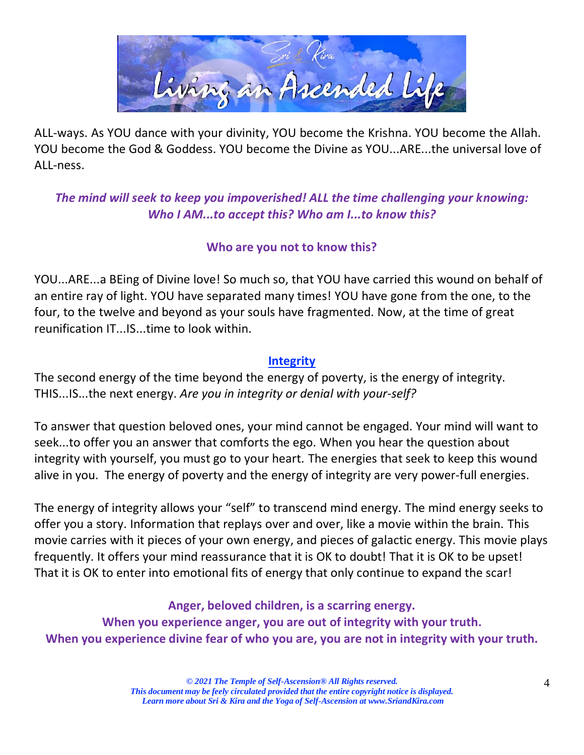ALL-ways. As YOU dance with your divinity, YOU become the Krishna. YOU become the Allah. YOU become the God & Goddess. YOU become the Divine as YOU...ARE...the universal love of ALL-ness.

***The mind will seek to keep you impoverished! ALL the time challenging your knowing: Who I AM...to accept this? Who am I...to know this?***

**Who are you not to know this?**

YOU...ARE...a BEing of Divine love! So much so, that YOU have carried this wound on behalf of an entire ray of light. YOU have separated many times! YOU have gone from the one, to the four, to the twelve and beyond as your souls have fragmented. Now, at the time of great reunification IT...IS...time to look within.

## Integrity

The second energy of the time beyond the energy of poverty, is the energy of integrity. THIS...IS...the next energy. *Are you in integrity or denial with your-self?*

To answer that question beloved ones, your mind cannot be engaged. Your mind will want to seek...to offer you an answer that comforts the ego. When you hear the question about integrity with yourself, you must go to your heart. The energies that seek to keep this wound alive in you. The energy of poverty and the energy of integrity are very power-full energies.

The energy of integrity allows your "self" to transcend mind energy. The mind energy seeks to offer you a story. Information that replays over and over, like a movie within the brain. This movie carries with it pieces of your own energy, and pieces of galactic energy. This movie plays frequently. It offers your mind reassurance that it is OK to doubt! That it is OK to be upset! That it is OK to enter into emotional fits of energy that only continue to expand the scar!

**Anger, beloved children, is a scarring energy.**
**When you experience anger, you are out of integrity with your truth.**
**When you experience divine fear of who you are, you are not in integrity with your truth.**

*© 2021 The Temple of Self-Ascension® All Rights reserved.*
*This document may be feely circulated provided that the entire copyright notice is displayed.*
*Learn more about Sri & Kira and the Yoga of Self-Ascension at www.SriandKira.com*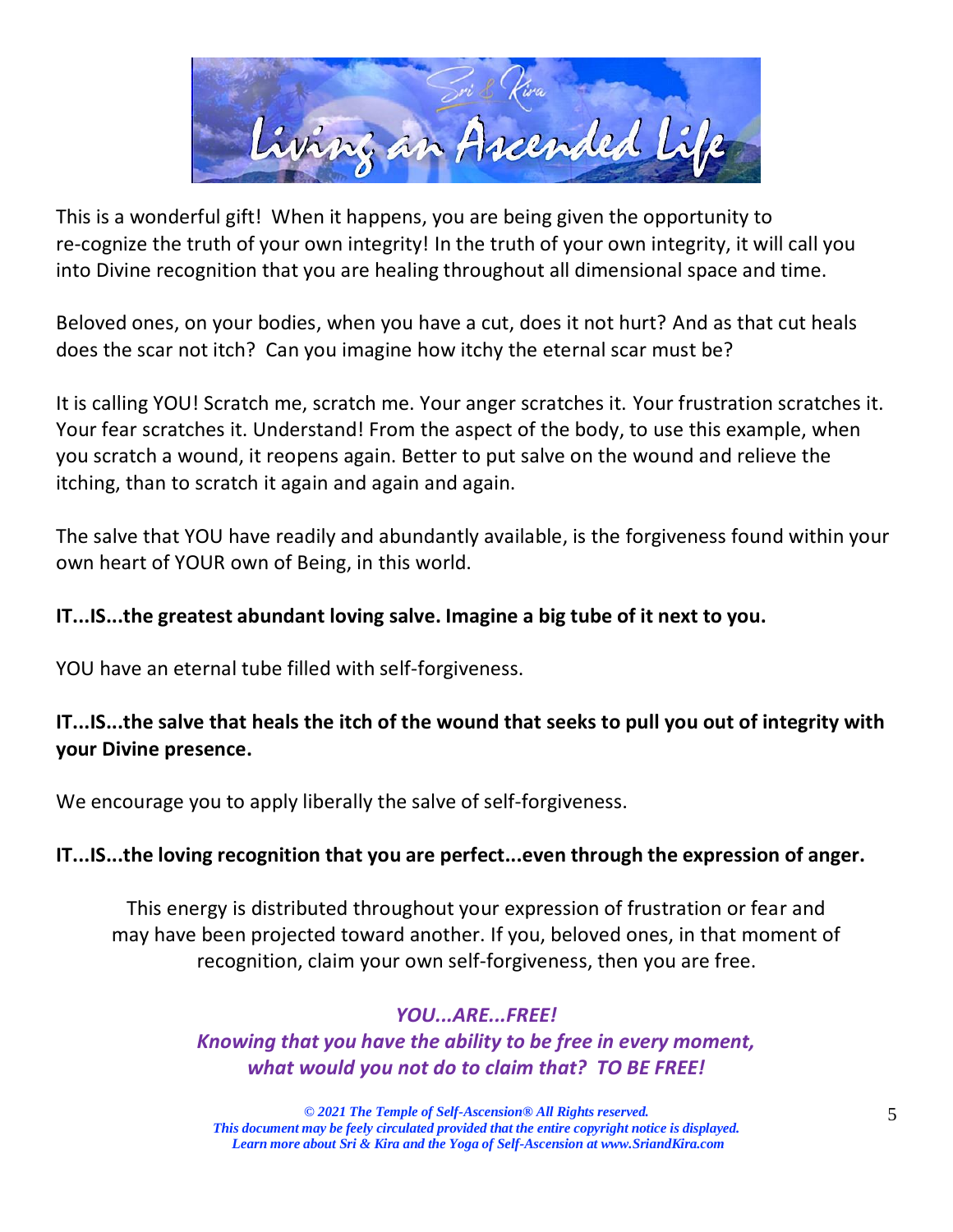This is a wonderful gift! When it happens, you are being given the opportunity to re-cognize the truth of your own integrity! In the truth of your own integrity, it will call you into Divine recognition that you are healing throughout all dimensional space and time.

Beloved ones, on your bodies, when you have a cut, does it not hurt? And as that cut heals does the scar not itch? Can you imagine how itchy the eternal scar must be?

It is calling YOU! Scratch me, scratch me. Your anger scratches it. Your frustration scratches it. Your fear scratches it. Understand! From the aspect of the body, to use this example, when you scratch a wound, it reopens again. Better to put salve on the wound and relieve the itching, than to scratch it again and again and again.

The salve that YOU have readily and abundantly available, is the forgiveness found within your own heart of YOUR own of Being, in this world.

**IT...IS...the greatest abundant loving salve. Imagine a big tube of it next to you.**

YOU have an eternal tube filled with self-forgiveness.

**IT...IS...the salve that heals the itch of the wound that seeks to pull you out of integrity with your Divine presence.**

We encourage you to apply liberally the salve of self-forgiveness.

**IT...IS...the loving recognition that you are perfect...even through the expression of anger.**

This energy is distributed throughout your expression of frustration or fear and may have been projected toward another. If you, beloved ones, in that moment of recognition, claim your own self-forgiveness, then you are free.

***YOU...ARE...FREE!***
***Knowing that you have the ability to be free in every moment, what would you not do to claim that? TO BE FREE!***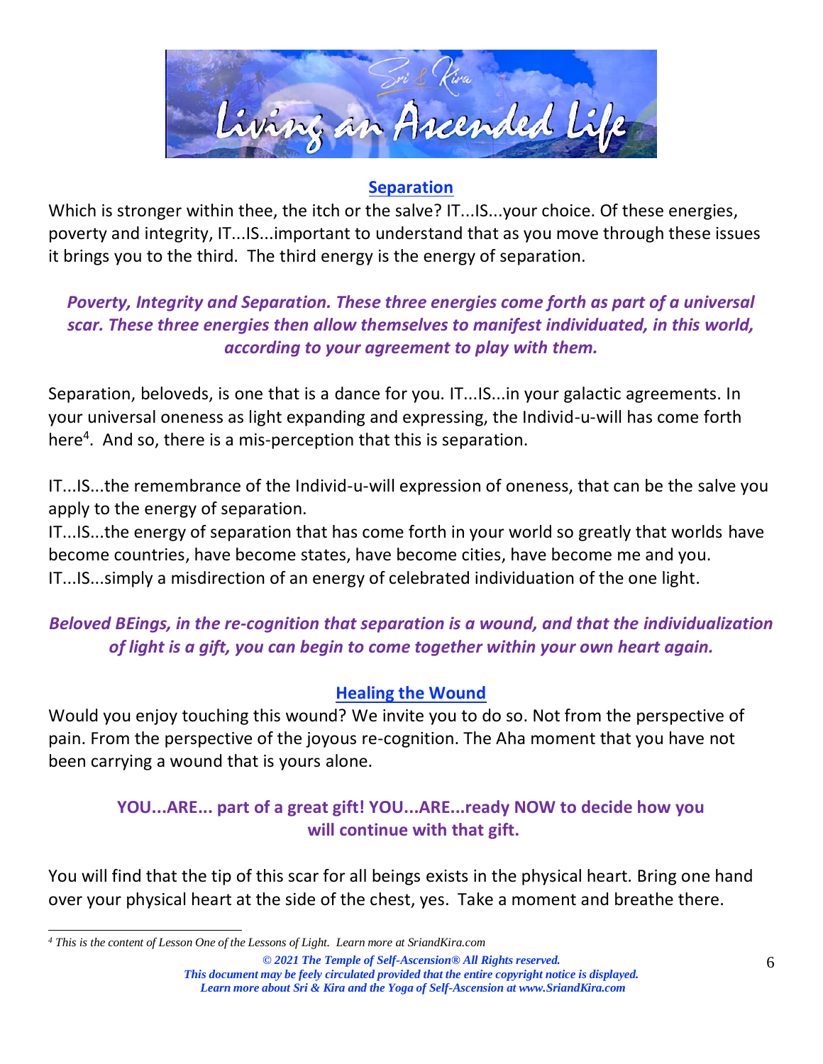## Separation

Which is stronger within thee, the itch or the salve? IT...IS...your choice. Of these energies, poverty and integrity, IT...IS...important to understand that as you move through these issues it brings you to the third. The third energy is the energy of separation.

***Poverty, Integrity and Separation. These three energies come forth as part of a universal scar. These three energies then allow themselves to manifest individuated, in this world, according to your agreement to play with them.***

Separation, beloveds, is one that is a dance for you. IT...IS...in your galactic agreements. In your universal oneness as light expanding and expressing, the Individ-u-will has come forth here[4]. And so, there is a mis-perception that this is separation.

IT...IS...the remembrance of the Individ-u-will expression of oneness, that can be the salve you apply to the energy of separation.

IT...IS...the energy of separation that has come forth in your world so greatly that worlds have become countries, have become states, have become cities, have become me and you. IT...IS...simply a misdirection of an energy of celebrated individuation of the one light.

***Beloved BEings, in the re-cognition that separation is a wound, and that the individualization of light is a gift, you can begin to come together within your own heart again.***

## Healing the Wound

Would you enjoy touching this wound? We invite you to do so. Not from the perspective of pain. From the perspective of the joyous re-cognition. The Aha moment that you have not been carrying a wound that is yours alone.

**YOU...ARE... part of a great gift! YOU...ARE...ready NOW to decide how you will continue with that gift.**

You will find that the tip of this scar for all beings exists in the physical heart. Bring one hand over your physical heart at the side of the chest, yes. Take a moment and breathe there.

---

[4] *This is the content of Lesson One of the Lessons of Light. Learn more at SriandKira.com*

***© 2021 The Temple of Self-Ascension® All Rights reserved.***
***This document may be feely circulated provided that the entire copyright notice is displayed.***
***Learn more about Sri & Kira and the Yoga of Self-Ascension at www.SriandKira.com***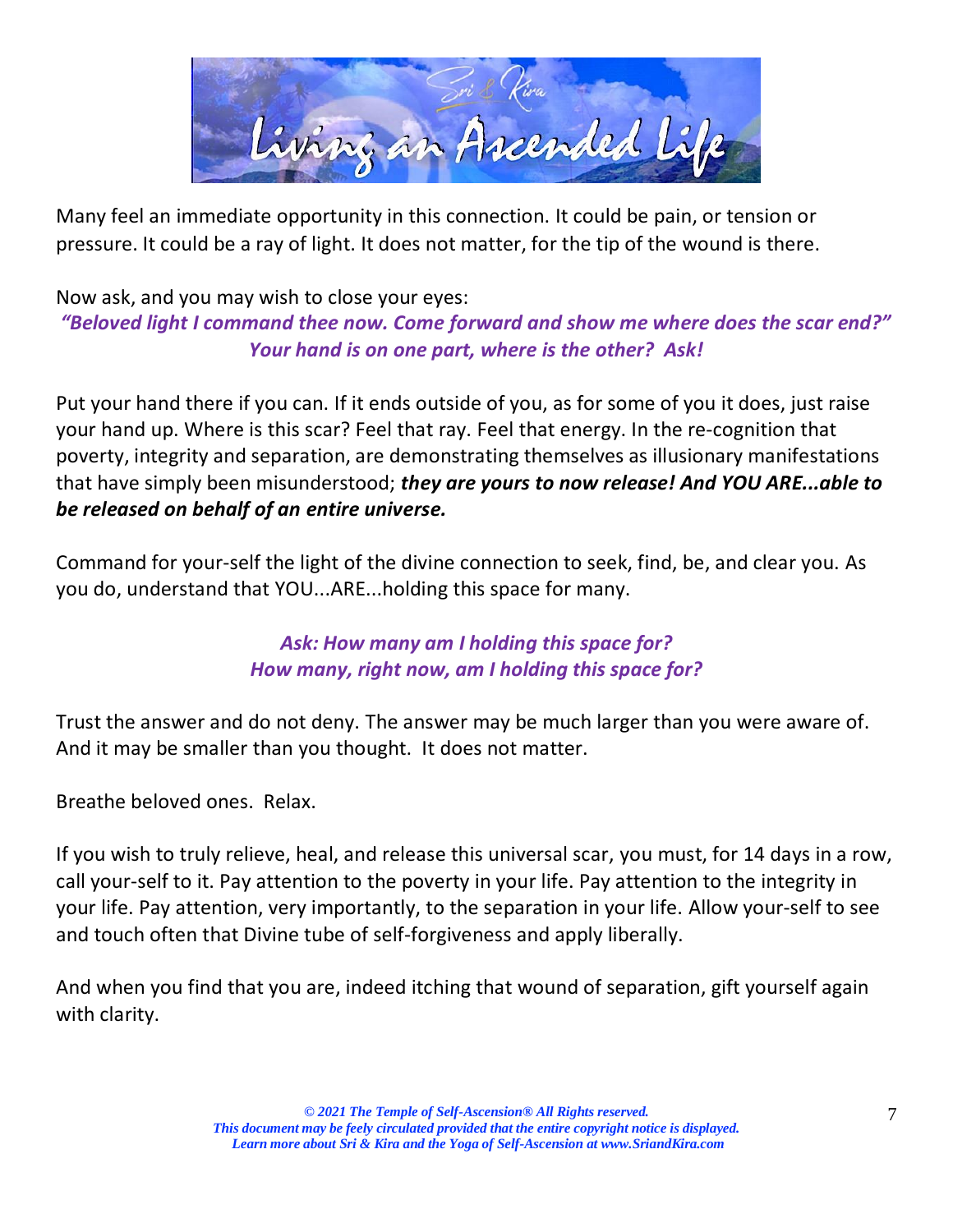Many feel an immediate opportunity in this connection. It could be pain, or tension or pressure. It could be a ray of light. It does not matter, for the tip of the wound is there.

Now ask, and you may wish to close your eyes:

***"Beloved light I command thee now. Come forward and show me where does the scar end?"***
***Your hand is on one part, where is the other? Ask!***

Put your hand there if you can. If it ends outside of you, as for some of you it does, just raise your hand up. Where is this scar? Feel that ray. Feel that energy. In the re-cognition that poverty, integrity and separation, are demonstrating themselves as illusionary manifestations that have simply been misunderstood; ***they are yours to now release! And YOU ARE...able to be released on behalf of an entire universe.***

Command for your-self the light of the divine connection to seek, find, be, and clear you. As you do, understand that YOU...ARE...holding this space for many.

***Ask: How many am I holding this space for?***
***How many, right now, am I holding this space for?***

Trust the answer and do not deny. The answer may be much larger than you were aware of. And it may be smaller than you thought. It does not matter.

Breathe beloved ones. Relax.

If you wish to truly relieve, heal, and release this universal scar, you must, for 14 days in a row, call your-self to it. Pay attention to the poverty in your life. Pay attention to the integrity in your life. Pay attention, very importantly, to the separation in your life. Allow your-self to see and touch often that Divine tube of self-forgiveness and apply liberally.

And when you find that you are, indeed itching that wound of separation, gift yourself again with clarity.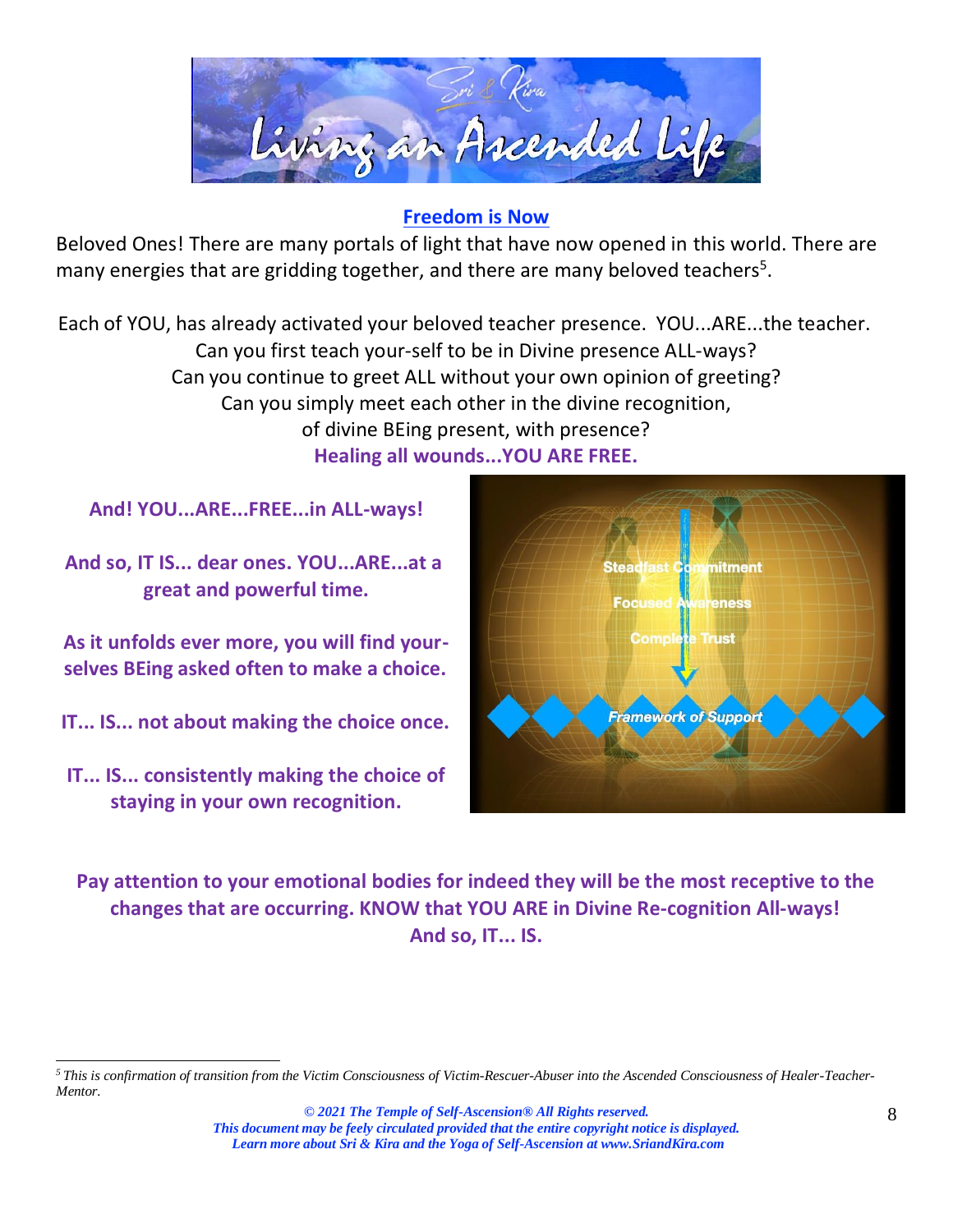## Freedom is Now

Beloved Ones! There are many portals of light that have now opened in this world. There are many energies that are gridding together, and there are many beloved teachers[5].

Each of YOU, has already activated your beloved teacher presence. YOU...ARE...the teacher.
Can you first teach your-self to be in Divine presence ALL-ways?
Can you continue to greet ALL without your own opinion of greeting?
Can you simply meet each other in the divine recognition,
of divine BEing present, with presence?
**Healing all wounds...YOU ARE FREE.**

**And! YOU...ARE...FREE...in ALL-ways!**

**And so, IT IS... dear ones. YOU...ARE...at a great and powerful time.**

**As it unfolds ever more, you will find your-selves BEing asked often to make a choice.**

**IT... IS... not about making the choice once.**

**IT... IS... consistently making the choice of staying in your own recognition.**

Steadfast Commitment
Focused Awareness
Complete Trust
Framework of Support

**Pay attention to your emotional bodies for indeed they will be the most receptive to the changes that are occurring. KNOW that YOU ARE in Divine Re-cognition All-ways! And so, IT... IS.**

---

[5] *This is confirmation of transition from the Victim Consciousness of Victim-Rescuer-Abuser into the Ascended Consciousness of Healer-Teacher-Mentor.*

*© 2021 The Temple of Self-Ascension® All Rights reserved.*
*This document may be feely circulated provided that the entire copyright notice is displayed.*
*Learn more about Sri & Kira and the Yoga of Self-Ascension at www.SriandKira.com*